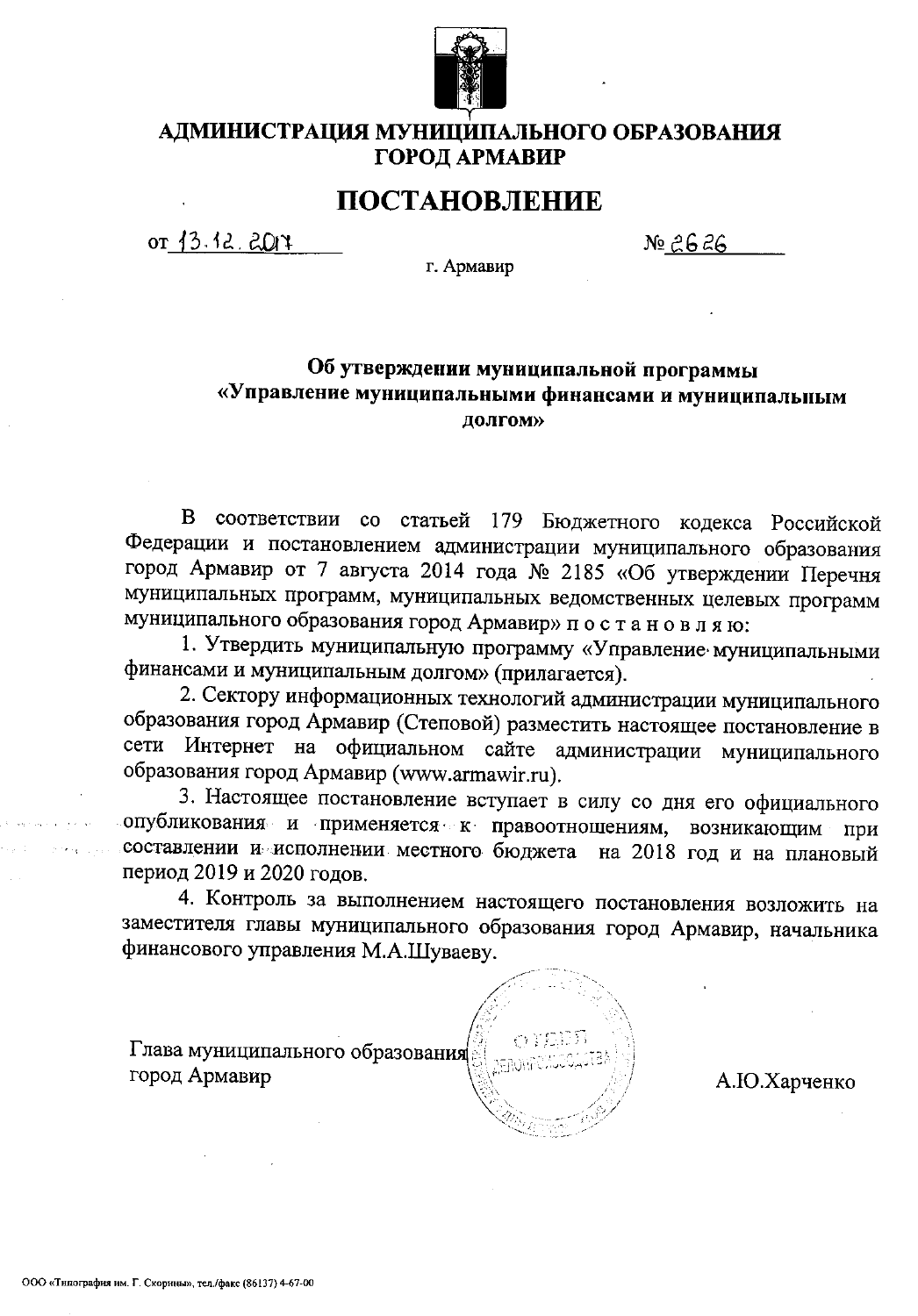# АДМИНИСТРАЦИЯ МУНИЦИПАЛЬНОГО ОБРАЗОВАНИЯ ГОРОД АРМАВИР

# ПОСТАНОВЛЕНИЕ

от 13.12.2017 № 2626

г. Армавир

**Об утверждении муниципальной программы «Управление муниципальными финансами и муниципальным долгом»**

В соответствии со статьей 179 Бюджетного кодекса Российской Федерации и постановлением администрации муниципального образования город Армавир от 7 августа 2014 года № 2185 «Об утверждении Перечня муниципальных программ, муниципальных ведомственных целевых программ муниципального образования город Армавир» п о с т а н о в л я ю:

1. Утвердить муниципальную программу «Управление муниципальными финансами и муниципальным долгом» (прилагается).

2. Сектору информационных технологий администрации муниципального образования город Армавир (Степовой) разместить настоящее постановление в сети Интернет на официальном сайте администрации муниципального образования город Армавир (www.armawir.ru).

3. Настоящее постановление вступает в силу со дня его официального опубликования и применяется к правоотношениям, возникающим при составлении и исполнении местного бюджета на 2018 год и на плановый период 2019 и 2020 годов.

4. Контроль за выполнением настоящего постановления возложить на заместителя главы муниципального образования город Армавир, начальника финансового управления М.А.Шуваеву.

Глава муниципального образования
город Армавир А.Ю.Харченко

ООО «Типография им. Г. Скорины», тел./факс (86137) 4-67-00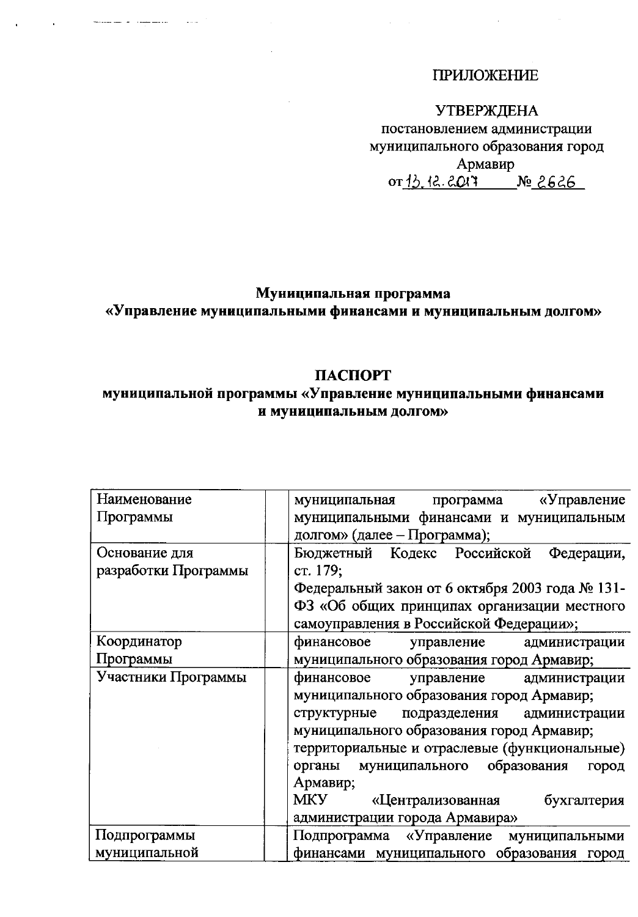ПРИЛОЖЕНИЕ

УТВЕРЖДЕНА
постановлением администрации
муниципального образования город
Армавир
от 13.12.2017 № 2626

**Муниципальная программа**
**«Управление муниципальными финансами и муниципальным долгом»**

**ПАСПОРТ**
**муниципальной программы «Управление муниципальными финансами и муниципальным долгом»**

| | | |
|---|---|---|
| Наименование Программы | | муниципальная программа «Управление муниципальными финансами и муниципальным долгом» (далее – Программа); |
| Основание для разработки Программы | | Бюджетный Кодекс Российской Федерации, ст. 179; Федеральный закон от 6 октября 2003 года № 131-ФЗ «Об общих принципах организации местного самоуправления в Российской Федерации»; |
| Координатор Программы | | финансовое управление администрации муниципального образования город Армавир; |
| Участники Программы | | финансовое управление администрации муниципального образования город Армавир; структурные подразделения администрации муниципального образования город Армавир; территориальные и отраслевые (функциональные) органы муниципального образования город Армавир; МКУ «Централизованная бухгалтерия администрации города Армавира» |
| Подпрограммы муниципальной | | Подпрограмма «Управление муниципальными финансами муниципального образования город |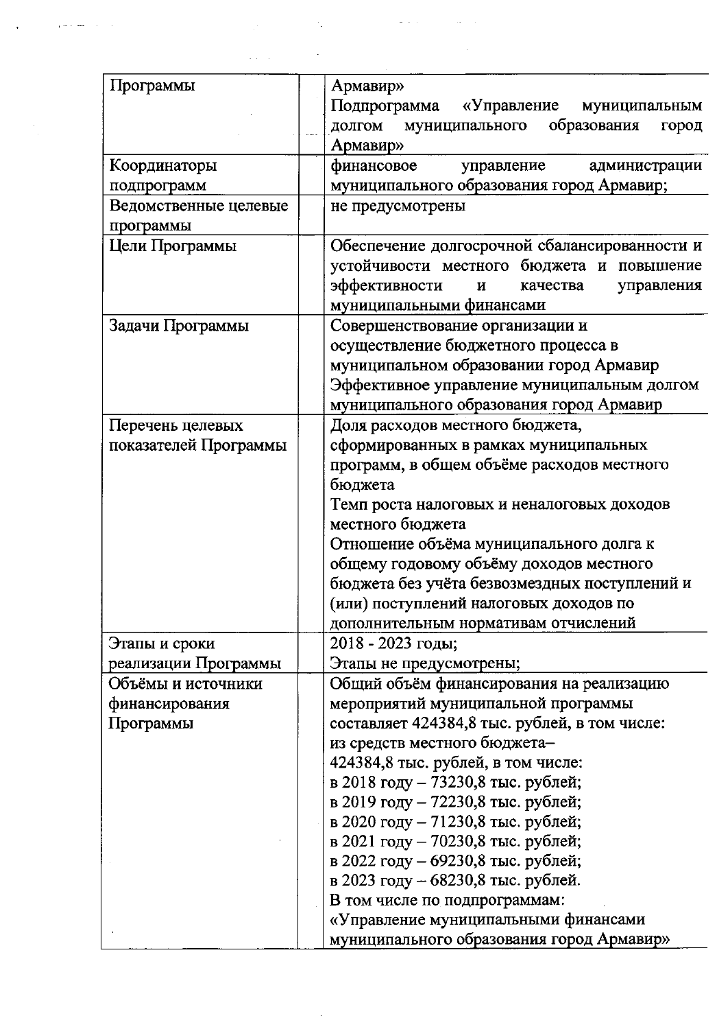| | |
|---|---|
| Программы | Армавир»<br>Подпрограмма «Управление муниципальным долгом муниципального образования город Армавир» |
| Координаторы подпрограмм | финансовое управление администрации муниципального образования город Армавир; |
| Ведомственные целевые программы | не предусмотрены |
| Цели Программы | Обеспечение долгосрочной сбалансированности и устойчивости местного бюджета и повышение эффективности и качества управления муниципальными финансами |
| Задачи Программы | Совершенствование организации и осуществление бюджетного процесса в муниципальном образовании город Армавир<br>Эффективное управление муниципальным долгом муниципального образования город Армавир |
| Перечень целевых показателей Программы | Доля расходов местного бюджета, сформированных в рамках муниципальных программ, в общем объёме расходов местного бюджета<br>Темп роста налоговых и неналоговых доходов местного бюджета<br>Отношение объёма муниципального долга к общему годовому объёму доходов местного бюджета без учёта безвозмездных поступлений и (или) поступлений налоговых доходов по дополнительным нормативам отчислений |
| Этапы и сроки реализации Программы | 2018 - 2023 годы;<br>Этапы не предусмотрены; |
| Объёмы и источники финансирования Программы | Общий объём финансирования на реализацию мероприятий муниципальной программы составляет 424384,8 тыс. рублей, в том числе:<br>из средств местного бюджета–<br>424384,8 тыс. рублей, в том числе:<br>в 2018 году – 73230,8 тыс. рублей;<br>в 2019 году – 72230,8 тыс. рублей;<br>в 2020 году – 71230,8 тыс. рублей;<br>в 2021 году – 70230,8 тыс. рублей;<br>в 2022 году – 69230,8 тыс. рублей;<br>в 2023 году – 68230,8 тыс. рублей.<br>В том числе по подпрограммам:<br>«Управление муниципальными финансами муниципального образования город Армавир» |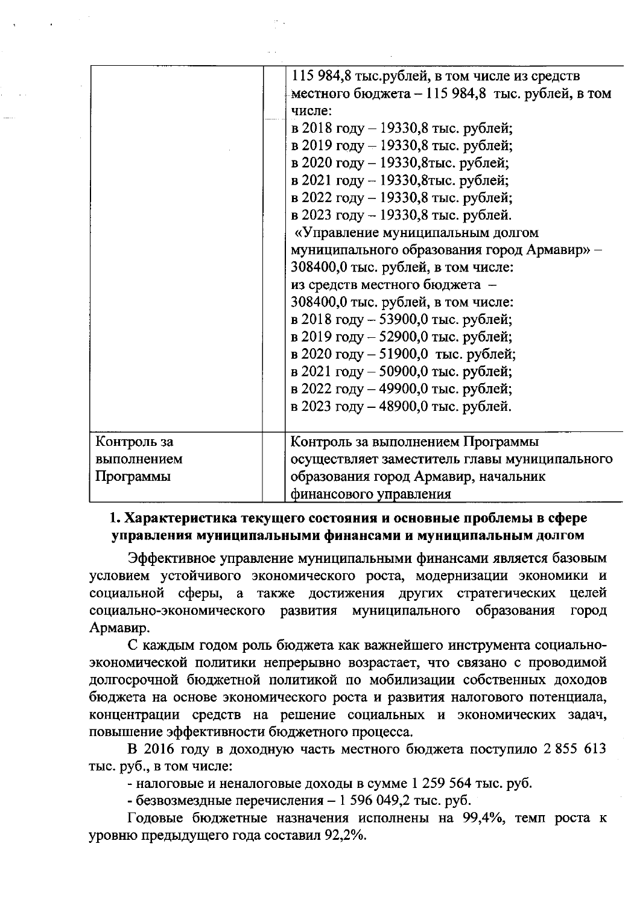| | | |
|---|---|---|
| | | 115 984,8 тыс.рублей, в том числе из средств местного бюджета – 115 984,8 тыс. рублей, в том числе:<br>в 2018 году – 19330,8 тыс. рублей;<br>в 2019 году – 19330,8 тыс. рублей;<br>в 2020 году – 19330,8тыс. рублей;<br>в 2021 году – 19330,8тыс. рублей;<br>в 2022 году – 19330,8 тыс. рублей;<br>в 2023 году – 19330,8 тыс. рублей.<br>«Управление муниципальным долгом муниципального образования город Армавир» – 308400,0 тыс. рублей, в том числе:<br>из средств местного бюджета – 308400,0 тыс. рублей, в том числе:<br>в 2018 году – 53900,0 тыс. рублей;<br>в 2019 году – 52900,0 тыс. рублей;<br>в 2020 году – 51900,0 тыс. рублей;<br>в 2021 году – 50900,0 тыс. рублей;<br>в 2022 году – 49900,0 тыс. рублей;<br>в 2023 году – 48900,0 тыс. рублей. |
| Контроль за выполнением Программы | | Контроль за выполнением Программы осуществляет заместитель главы муниципального образования город Армавир, начальник финансового управления |

## 1. Характеристика текущего состояния и основные проблемы в сфере управления муниципальными финансами и муниципальным долгом

Эффективное управление муниципальными финансами является базовым условием устойчивого экономического роста, модернизации экономики и социальной сферы, а также достижения других стратегических целей социально-экономического развития муниципального образования город Армавир.

С каждым годом роль бюджета как важнейшего инструмента социально-экономической политики непрерывно возрастает, что связано с проводимой долгосрочной бюджетной политикой по мобилизации собственных доходов бюджета на основе экономического роста и развития налогового потенциала, концентрации средств на решение социальных и экономических задач, повышение эффективности бюджетного процесса.

В 2016 году в доходную часть местного бюджета поступило 2 855 613 тыс. руб., в том числе:

- налоговые и неналоговые доходы в сумме 1 259 564 тыс. руб.
- безвозмездные перечисления – 1 596 049,2 тыс. руб.

Годовые бюджетные назначения исполнены на 99,4%, темп роста к уровню предыдущего года составил 92,2%.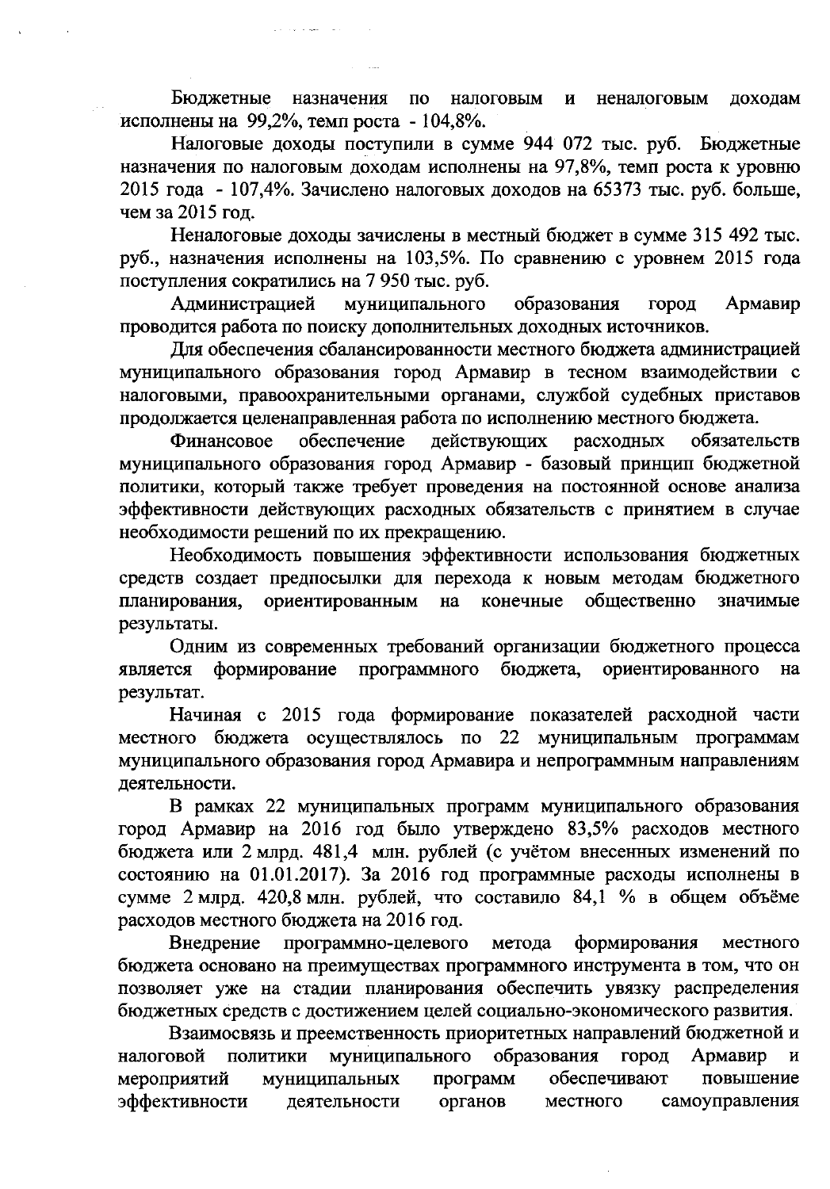Бюджетные назначения по налоговым и неналоговым доходам исполнены на 99,2%, темп роста - 104,8%.

Налоговые доходы поступили в сумме 944 072 тыс. руб. Бюджетные назначения по налоговым доходам исполнены на 97,8%, темп роста к уровню 2015 года - 107,4%. Зачислено налоговых доходов на 65373 тыс. руб. больше, чем за 2015 год.

Неналоговые доходы зачислены в местный бюджет в сумме 315 492 тыс. руб., назначения исполнены на 103,5%. По сравнению с уровнем 2015 года поступления сократились на 7 950 тыс. руб.

Администрацией муниципального образования город Армавир проводится работа по поиску дополнительных доходных источников.

Для обеспечения сбалансированности местного бюджета администрацией муниципального образования город Армавир в тесном взаимодействии с налоговыми, правоохранительными органами, службой судебных приставов продолжается целенаправленная работа по исполнению местного бюджета.

Финансовое обеспечение действующих расходных обязательств муниципального образования город Армавир - базовый принцип бюджетной политики, который также требует проведения на постоянной основе анализа эффективности действующих расходных обязательств с принятием в случае необходимости решений по их прекращению.

Необходимость повышения эффективности использования бюджетных средств создает предпосылки для перехода к новым методам бюджетного планирования, ориентированным на конечные общественно значимые результаты.

Одним из современных требований организации бюджетного процесса является формирование программного бюджета, ориентированного на результат.

Начиная с 2015 года формирование показателей расходной части местного бюджета осуществлялось по 22 муниципальным программам муниципального образования город Армавира и непрограммным направлениям деятельности.

В рамках 22 муниципальных программ муниципального образования город Армавир на 2016 год было утверждено 83,5% расходов местного бюджета или 2 млрд. 481,4 млн. рублей (с учётом внесенных изменений по состоянию на 01.01.2017). За 2016 год программные расходы исполнены в сумме 2 млрд. 420,8 млн. рублей, что составило 84,1 % в общем объёме расходов местного бюджета на 2016 год.

Внедрение программно-целевого метода формирования местного бюджета основано на преимуществах программного инструмента в том, что он позволяет уже на стадии планирования обеспечить увязку распределения бюджетных средств с достижением целей социально-экономического развития.

Взаимосвязь и преемственность приоритетных направлений бюджетной и налоговой политики муниципального образования город Армавир и мероприятий муниципальных программ обеспечивают повышение эффективности деятельности органов местного самоуправления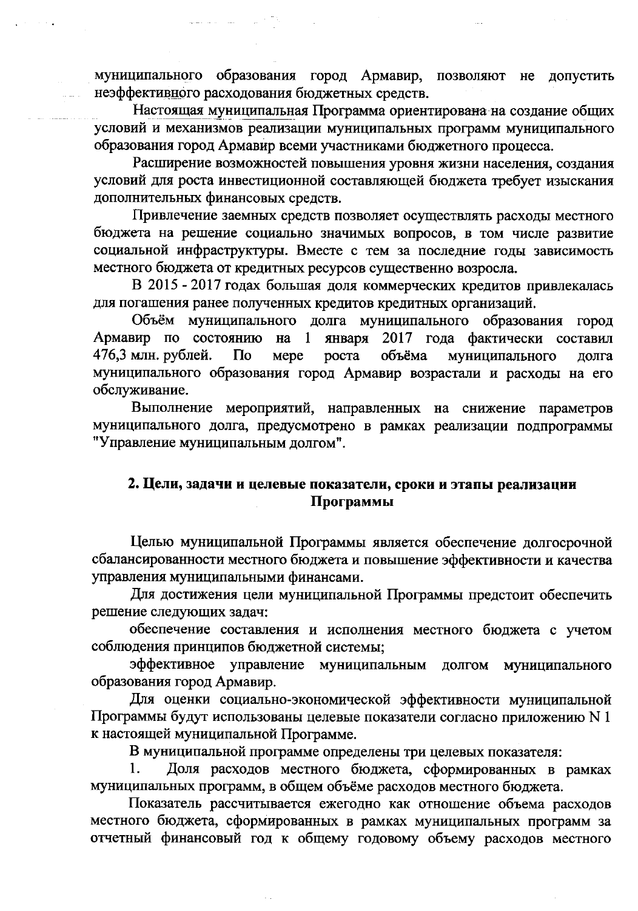муниципального образования город Армавир, позволяют не допустить неэффективного расходования бюджетных средств.

Настоящая муниципальная Программа ориентирована на создание общих условий и механизмов реализации муниципальных программ муниципального образования город Армавир всеми участниками бюджетного процесса.

Расширение возможностей повышения уровня жизни населения, создания условий для роста инвестиционной составляющей бюджета требует изыскания дополнительных финансовых средств.

Привлечение заемных средств позволяет осуществлять расходы местного бюджета на решение социально значимых вопросов, в том числе развитие социальной инфраструктуры. Вместе с тем за последние годы зависимость местного бюджета от кредитных ресурсов существенно возросла.

В 2015 - 2017 годах большая доля коммерческих кредитов привлекалась для погашения ранее полученных кредитов кредитных организаций.

Объём муниципального долга муниципального образования город Армавир по состоянию на 1 января 2017 года фактически составил 476,3 млн. рублей. По мере роста объёма муниципального долга муниципального образования город Армавир возрастали и расходы на его обслуживание.

Выполнение мероприятий, направленных на снижение параметров муниципального долга, предусмотрено в рамках реализации подпрограммы "Управление муниципальным долгом".

## 2. Цели, задачи и целевые показатели, сроки и этапы реализации Программы

Целью муниципальной Программы является обеспечение долгосрочной сбалансированности местного бюджета и повышение эффективности и качества управления муниципальными финансами.

Для достижения цели муниципальной Программы предстоит обеспечить решение следующих задач:

обеспечение составления и исполнения местного бюджета с учетом соблюдения принципов бюджетной системы;

эффективное управление муниципальным долгом муниципального образования город Армавир.

Для оценки социально-экономической эффективности муниципальной Программы будут использованы целевые показатели согласно приложению N 1 к настоящей муниципальной Программе.

В муниципальной программе определены три целевых показателя:

1. Доля расходов местного бюджета, сформированных в рамках муниципальных программ, в общем объёме расходов местного бюджета.

Показатель рассчитывается ежегодно как отношение объема расходов местного бюджета, сформированных в рамках муниципальных программ за отчетный финансовый год к общему годовому объему расходов местного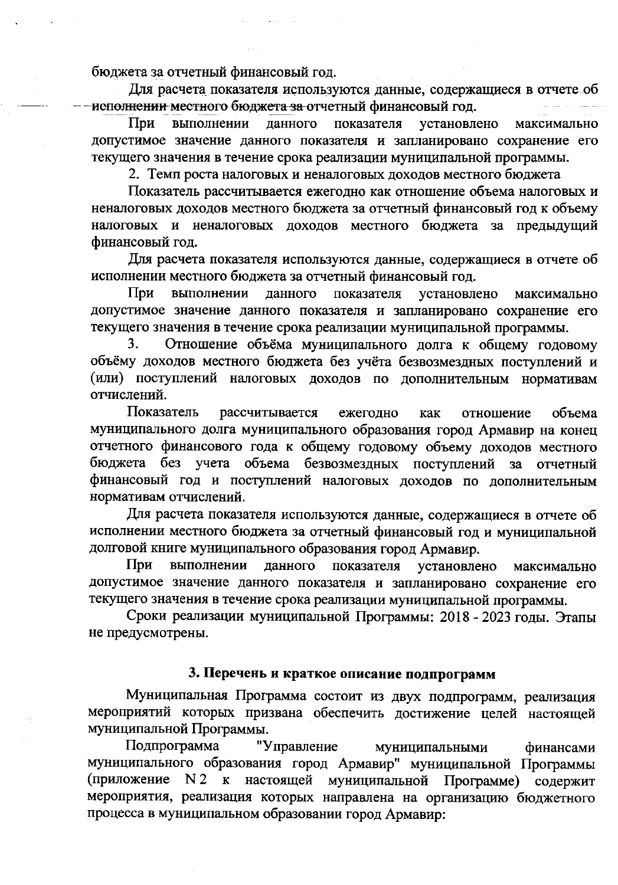бюджета за отчетный финансовый год.

Для расчета показателя используются данные, содержащиеся в отчете об исполнении местного бюджета за отчетный финансовый год.

При выполнении данного показателя установлено максимально допустимое значение данного показателя и запланировано сохранение его текущего значения в течение срока реализации муниципальной программы.

2. Темп роста налоговых и неналоговых доходов местного бюджета

Показатель рассчитывается ежегодно как отношение объема налоговых и неналоговых доходов местного бюджета за отчетный финансовый год к объему налоговых и неналоговых доходов местного бюджета за предыдущий финансовый год.

Для расчета показателя используются данные, содержащиеся в отчете об исполнении местного бюджета за отчетный финансовый год.

При выполнении данного показателя установлено максимально допустимое значение данного показателя и запланировано сохранение его текущего значения в течение срока реализации муниципальной программы.

3. Отношение объёма муниципального долга к общему годовому объёму доходов местного бюджета без учёта безвозмездных поступлений и (или) поступлений налоговых доходов по дополнительным нормативам отчислений.

Показатель рассчитывается ежегодно как отношение объема муниципального долга муниципального образования город Армавир на конец отчетного финансового года к общему годовому объему доходов местного бюджета без учета объема безвозмездных поступлений за отчетный финансовый год и поступлений налоговых доходов по дополнительным нормативам отчислений.

Для расчета показателя используются данные, содержащиеся в отчете об исполнении местного бюджета за отчетный финансовый год и муниципальной долговой книге муниципального образования город Армавир.

При выполнении данного показателя установлено максимально допустимое значение данного показателя и запланировано сохранение его текущего значения в течение срока реализации муниципальной программы.

Сроки реализации муниципальной Программы: 2018 - 2023 годы. Этапы не предусмотрены.

## 3. Перечень и краткое описание подпрограмм

Муниципальная Программа состоит из двух подпрограмм, реализация мероприятий которых призвана обеспечить достижение целей настоящей муниципальной Программы.

Подпрограмма "Управление муниципальными финансами муниципального образования город Армавир" муниципальной Программы (приложение N 2 к настоящей муниципальной Программе) содержит мероприятия, реализация которых направлена на организацию бюджетного процесса в муниципальном образовании город Армавир: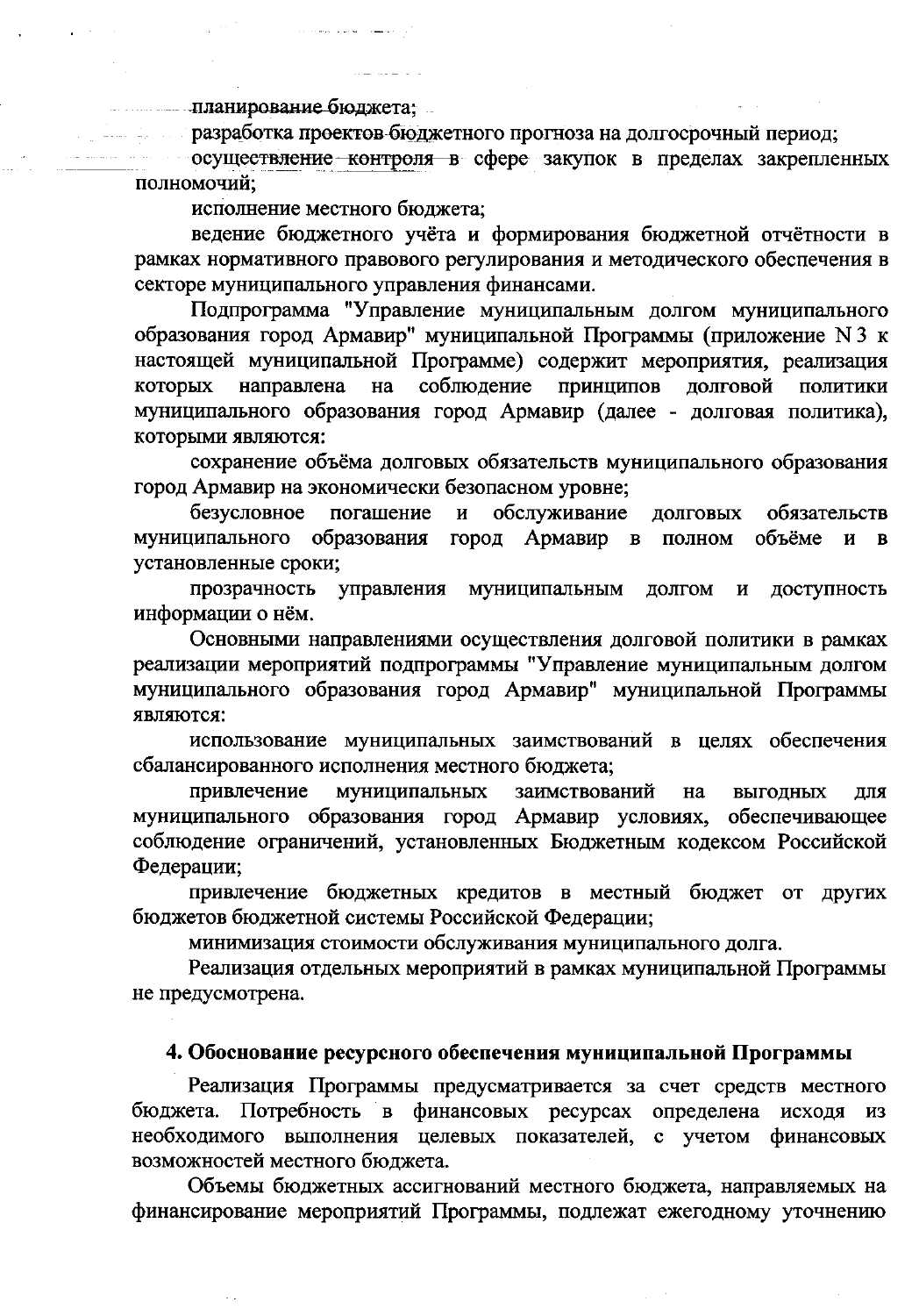планирование бюджета;

разработка проектов бюджетного прогноза на долгосрочный период;

осуществление контроля в сфере закупок в пределах закрепленных полномочий;

исполнение местного бюджета;

ведение бюджетного учёта и формирования бюджетной отчётности в рамках нормативного правового регулирования и методического обеспечения в секторе муниципального управления финансами.

Подпрограмма "Управление муниципальным долгом муниципального образования город Армавир" муниципальной Программы (приложение N 3 к настоящей муниципальной Программе) содержит мероприятия, реализация которых направлена на соблюдение принципов долговой политики муниципального образования город Армавир (далее - долговая политика), которыми являются:

сохранение объёма долговых обязательств муниципального образования город Армавир на экономически безопасном уровне;

безусловное погашение и обслуживание долговых обязательств муниципального образования город Армавир в полном объёме и в установленные сроки;

прозрачность управления муниципальным долгом и доступность информации о нём.

Основными направлениями осуществления долговой политики в рамках реализации мероприятий подпрограммы "Управление муниципальным долгом муниципального образования город Армавир" муниципальной Программы являются:

использование муниципальных заимствований в целях обеспечения сбалансированного исполнения местного бюджета;

привлечение муниципальных заимствований на выгодных для муниципального образования город Армавир условиях, обеспечивающее соблюдение ограничений, установленных Бюджетным кодексом Российской Федерации;

привлечение бюджетных кредитов в местный бюджет от других бюджетов бюджетной системы Российской Федерации;

минимизация стоимости обслуживания муниципального долга.

Реализация отдельных мероприятий в рамках муниципальной Программы не предусмотрена.

## 4. Обоснование ресурсного обеспечения муниципальной Программы

Реализация Программы предусматривается за счет средств местного бюджета. Потребность в финансовых ресурсах определена исходя из необходимого выполнения целевых показателей, с учетом финансовых возможностей местного бюджета.

Объемы бюджетных ассигнований местного бюджета, направляемых на финансирование мероприятий Программы, подлежат ежегодному уточнению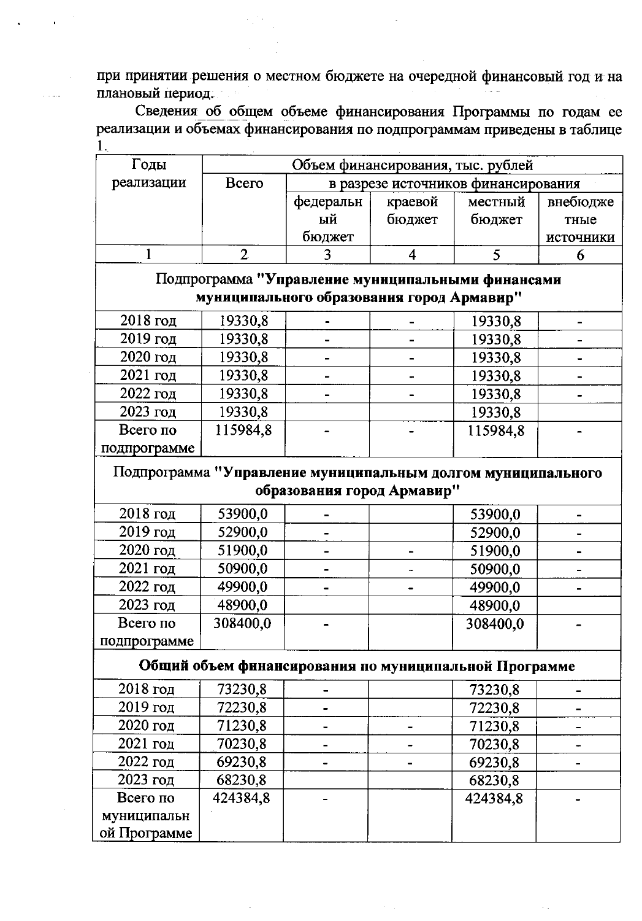при принятии решения о местном бюджете на очередной финансовый год и на плановый период.

Сведения об общем объеме финансирования Программы по годам ее реализации и объемах финансирования по подпрограммам приведены в таблице 1.

| Годы реализации | Объем финансирования, тыс. рублей | | | | |
|---|---|---|---|---|---|
| | Всего | в разрезе источников финансирования | | | |
| | | федеральный бюджет | краевой бюджет | местный бюджет | внебюджетные источники |
| 1 | 2 | 3 | 4 | 5 | 6 |
| **Подпрограмма "Управление муниципальными финансами муниципального образования город Армавир"** | | | | | |
| 2018 год | 19330,8 | - | - | 19330,8 | - |
| 2019 год | 19330,8 | - | - | 19330,8 | - |
| 2020 год | 19330,8 | - | - | 19330,8 | - |
| 2021 год | 19330,8 | - | - | 19330,8 | - |
| 2022 год | 19330,8 | - | - | 19330,8 | - |
| 2023 год | 19330,8 | | | 19330,8 | |
| Всего по подпрограмме | 115984,8 | - | - | 115984,8 | - |
| **Подпрограмма "Управление муниципальным долгом муниципального образования город Армавир"** | | | | | |
| 2018 год | 53900,0 | - | | 53900,0 | - |
| 2019 год | 52900,0 | - | | 52900,0 | - |
| 2020 год | 51900,0 | - | - | 51900,0 | - |
| 2021 год | 50900,0 | - | - | 50900,0 | - |
| 2022 год | 49900,0 | - | - | 49900,0 | - |
| 2023 год | 48900,0 | | | 48900,0 | |
| Всего по подпрограмме | 308400,0 | - | | 308400,0 | - |
| **Общий объем финансирования по муниципальной Программе** | | | | | |
| 2018 год | 73230,8 | - | | 73230,8 | - |
| 2019 год | 72230,8 | - | | 72230,8 | - |
| 2020 год | 71230,8 | - | - | 71230,8 | - |
| 2021 год | 70230,8 | - | - | 70230,8 | - |
| 2022 год | 69230,8 | - | - | 69230,8 | - |
| 2023 год | 68230,8 | | | 68230,8 | |
| Всего по муниципальной Программе | 424384,8 | - | | 424384,8 | - |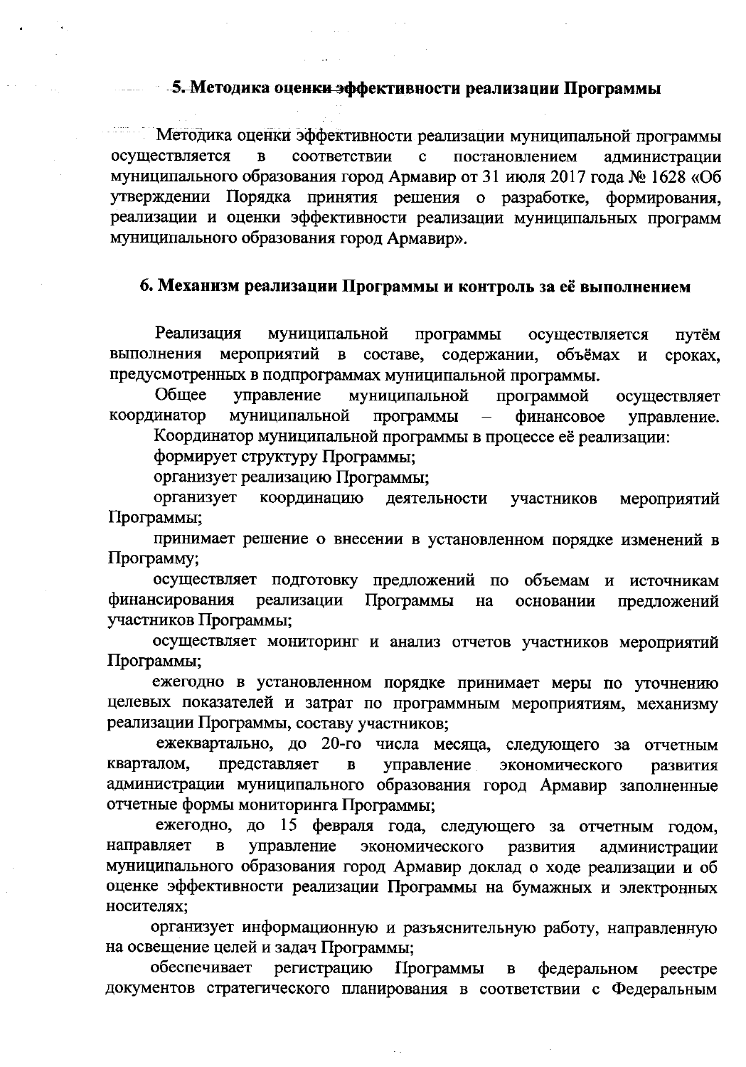## 5. Методика оценки эффективности реализации Программы

Методика оценки эффективности реализации муниципальной программы осуществляется в соответствии с постановлением администрации муниципального образования город Армавир от 31 июля 2017 года № 1628 «Об утверждении Порядка принятия решения о разработке, формирования, реализации и оценки эффективности реализации муниципальных программ муниципального образования город Армавир».

## 6. Механизм реализации Программы и контроль за её выполнением

Реализация муниципальной программы осуществляется путём выполнения мероприятий в составе, содержании, объёмах и сроках, предусмотренных в подпрограммах муниципальной программы.

Общее управление муниципальной программой осуществляет координатор муниципальной программы – финансовое управление.

Координатор муниципальной программы в процессе её реализации:

формирует структуру Программы;

организует реализацию Программы;

организует координацию деятельности участников мероприятий Программы;

принимает решение о внесении в установленном порядке изменений в Программу;

осуществляет подготовку предложений по объемам и источникам финансирования реализации Программы на основании предложений участников Программы;

осуществляет мониторинг и анализ отчетов участников мероприятий Программы;

ежегодно в установленном порядке принимает меры по уточнению целевых показателей и затрат по программным мероприятиям, механизму реализации Программы, составу участников;

ежеквартально, до 20-го числа месяца, следующего за отчетным кварталом, представляет в управление экономического развития администрации муниципального образования город Армавир заполненные отчетные формы мониторинга Программы;

ежегодно, до 15 февраля года, следующего за отчетным годом, направляет в управление экономического развития администрации муниципального образования город Армавир доклад о ходе реализации и об оценке эффективности реализации Программы на бумажных и электронных носителях;

организует информационную и разъяснительную работу, направленную на освещение целей и задач Программы;

обеспечивает регистрацию Программы в федеральном реестре документов стратегического планирования в соответствии с Федеральным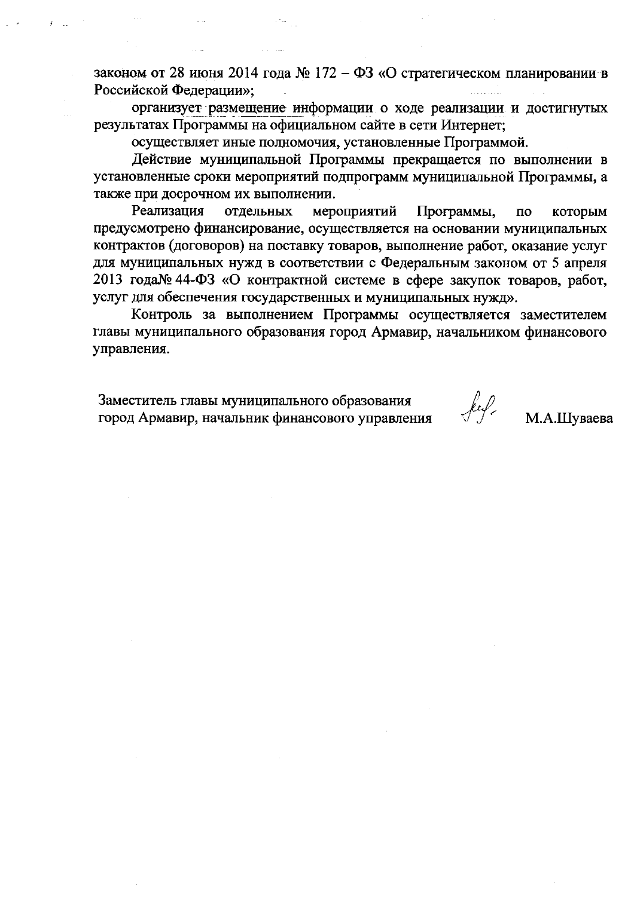законом от 28 июня 2014 года № 172 – ФЗ «О стратегическом планировании в Российской Федерации»;

организует размещение информации о ходе реализации и достигнутых результатах Программы на официальном сайте в сети Интернет;

осуществляет иные полномочия, установленные Программой.

Действие муниципальной Программы прекращается по выполнении в установленные сроки мероприятий подпрограмм муниципальной Программы, а также при досрочном их выполнении.

Реализация отдельных мероприятий Программы, по которым предусмотрено финансирование, осуществляется на основании муниципальных контрактов (договоров) на поставку товаров, выполнение работ, оказание услуг для муниципальных нужд в соответствии с Федеральным законом от 5 апреля 2013 года№ 44-ФЗ «О контрактной системе в сфере закупок товаров, работ, услуг для обеспечения государственных и муниципальных нужд».

Контроль за выполнением Программы осуществляется заместителем главы муниципального образования город Армавир, начальником финансового управления.

Заместитель главы муниципального образования
город Армавир, начальник финансового управления М.А.Шуваева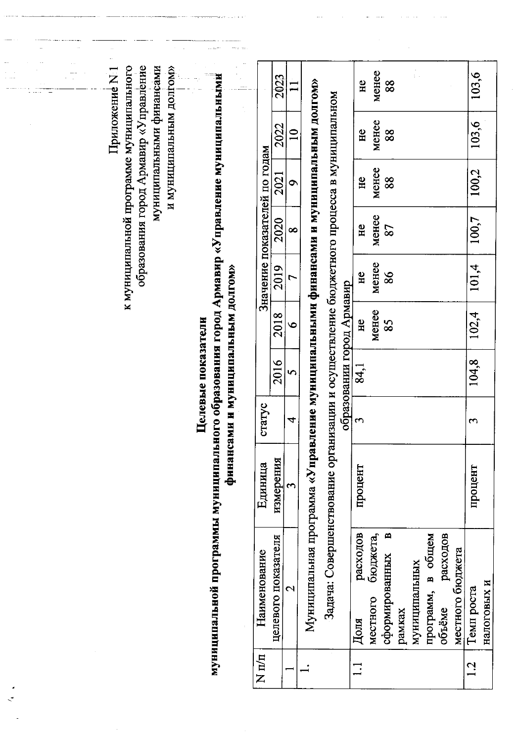Приложение N 1
к муниципальной программе муниципального образования город Армавир «Управление муниципальными финансами и муниципальным долгом»

**Целевые показатели**
**муниципальной программы муниципального образования город Армавир «Управление муниципальными финансами и муниципальным долгом»**

| N п/п | Наименование целевого показателя | Единица измерения | статус | Значение показателей по годам | | | | | | |
|---|---|---|---|---|---|---|---|---|---|---|
| | | | | 2016 | 2018 | 2019 | 2020 | 2021 | 2022 | 2023 |
| 1 | 2 | 3 | 4 | 5 | 6 | 7 | 8 | 9 | 10 | 11 |
| 1. | Муниципальная программа **«Управление муниципальными финансами и муниципальным долгом»** | | | | | | | | | |
| | Задача: Совершенствование организации и осуществление бюджетного процесса в муниципальном образовании город Армавир | | | | | | | | | |
| 1.1 | Доля расходов местного бюджета, сформированных в рамках муниципальных программ, в общем объёме расходов местного бюджета | процент | 3 | 84,1 | не менее 85 | не менее 86 | не менее 87 | не менее 88 | не менее 88 | не менее 88 |
| 1.2 | Темп роста налоговых и | процент | 3 | 104,8 | 102,4 | 101,4 | 100,7 | 100,2 | 103,6 | 103,6 |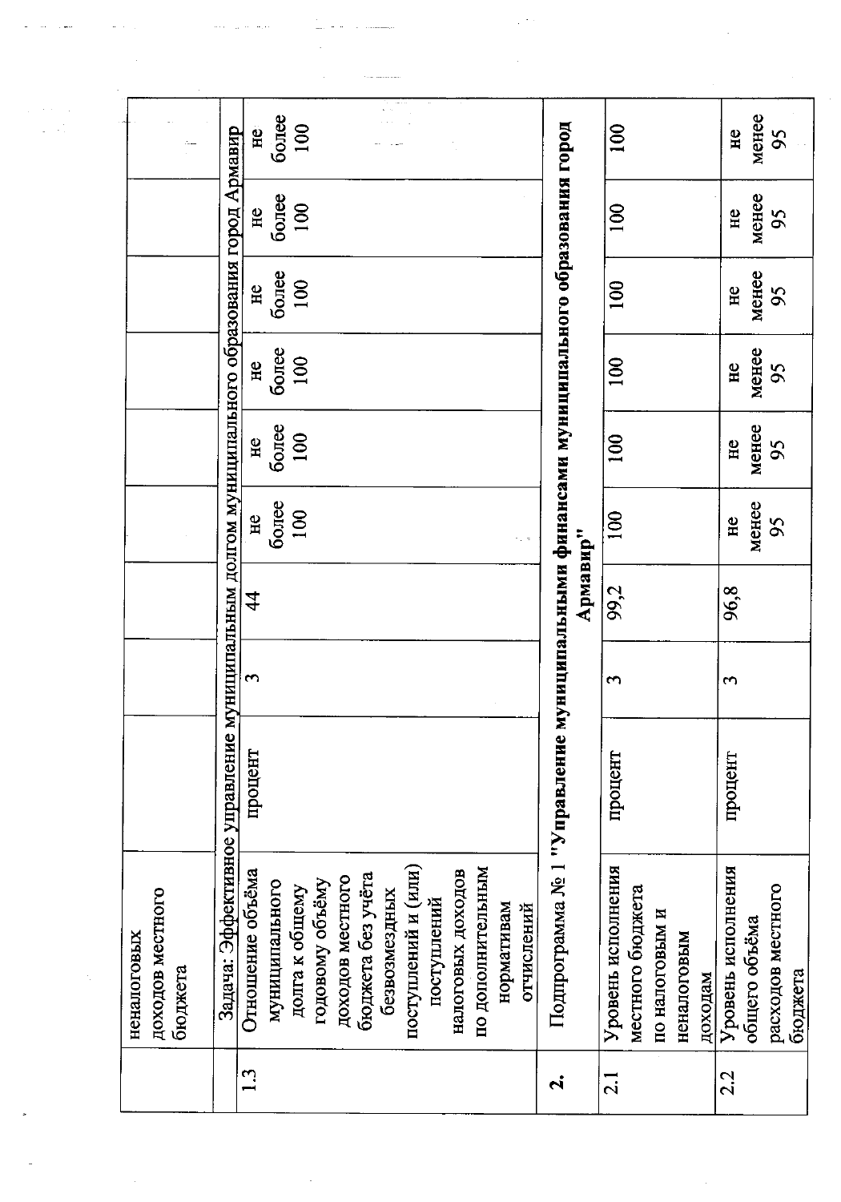| | неналоговых доходов местного бюджета | | | | | | | | | | |
|---|---|---|---|---|---|---|---|---|---|---|---|
| | Задача: Эффективное управление муниципальным долгом муниципального образования город Армавир | | | | | | | | | | |
| 1.3 | Отношение объёма муниципального долга к общему годовому объёму доходов местного бюджета без учёта безвозмездных поступлений и (или) поступлений налоговых доходов по дополнительным нормативам отчислений | процент | 3 | 44 | не более 100 | не более 100 | не более 100 | не более 100 | не более 100 | не более 100 |
| 2. | Подпрограмма № 1 **"Управление муниципальными финансами муниципального образования город Армавир"** | | | | | | | | | | |
| 2.1 | Уровень исполнения местного бюджета по налоговым и неналоговым доходам | процент | 3 | 99,2 | 100 | 100 | 100 | 100 | 100 | 100 |
| 2.2 | Уровень исполнения общего объёма расходов местного бюджета | процент | 3 | 96,8 | не менее 95 | не менее 95 | не менее 95 | не менее 95 | не менее 95 | не менее 95 |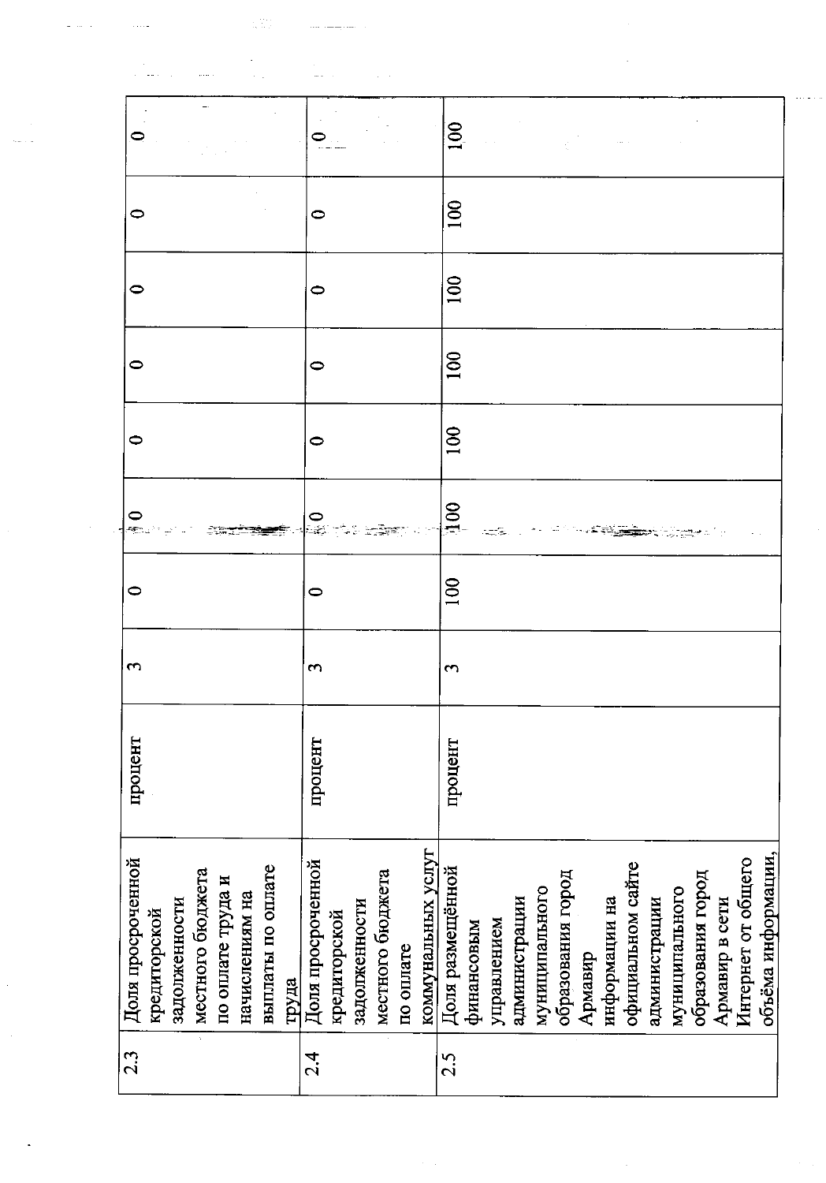| | | | | | | | | | | |
|---|---|---|---|---|---|---|---|---|---|---|
| 2.3 | Доля просроченной кредиторской задолженности местного бюджета по оплате труда и начислениям на выплаты по оплате труда | процент | 3 | 0 | 0 | 0 | 0 | 0 | 0 | 0 |
| 2.4 | Доля просроченной кредиторской задолженности местного бюджета по оплате коммунальных услуг | процент | 3 | 0 | 0 | 0 | 0 | 0 | 0 | 0 |
| 2.5 | Доля размещённой финансовым управлением администрации муниципального образования город Армавир информации на официальном сайте администрации муниципального образования город Армавир в сети Интернет от общего объёма информации, | процент | 3 | 100 | 100 | 100 | 100 | 100 | 100 | 100 |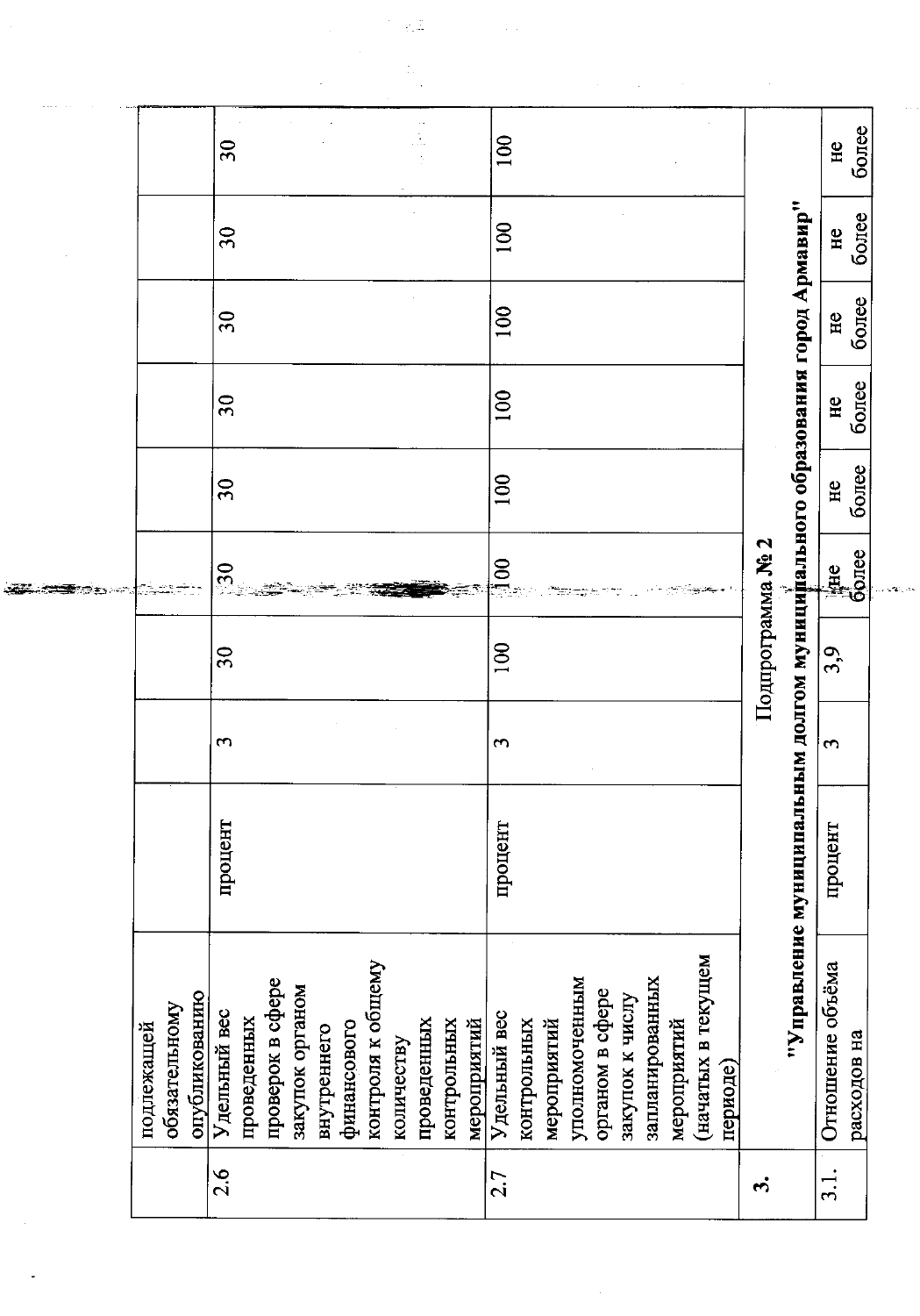| | подлежащей обязательному опубликованию | | | | | | | | | |
|---|---|---|---|---|---|---|---|---|---|---|
| 2.6 | Удельный вес проведенных проверок в сфере закупок органом внутреннего финансового контроля к общему количеству проведенных контрольных мероприятий | процент | 3 | 30 | 30 | 30 | 30 | 30 | 30 | 30 |
| 2.7 | Удельный вес контрольных мероприятий уполномоченным органом в сфере закупок к числу запланированных мероприятий (начатых в текущем периоде) | процент | 3 | 100 | 100 | 100 | 100 | 100 | 100 | 100 |
| 3. | Подпрограмма № 2 "Управление муниципальным долгом муниципального образования город Армавир" | | | | | | | | | |
| 3.1. | Отношение объёма расходов на | процент | 3 | 3,9 | не более | не более | не более | не более | не более | не более |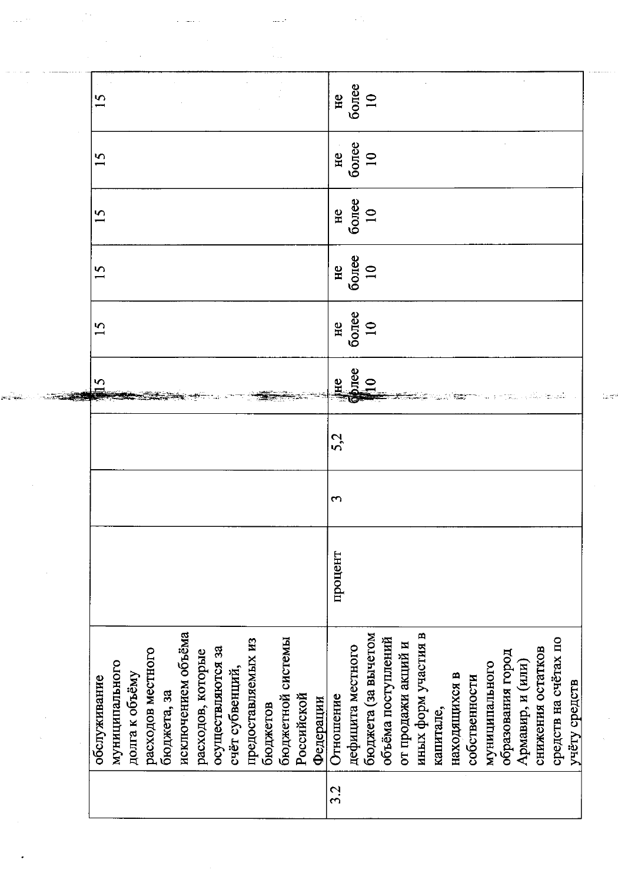| | | | | | | | | | | | |
|---|---|---|---|---|---|---|---|---|---|---|---|
| | обслуживание муниципального долга к объёму расходов местного бюджета, за исключением объёма расходов, которые осуществляются за счёт субвенций, предоставляемых из бюджетов бюджетной системы Российской Федерации | | | | 15 | 15 | 15 | 15 | 15 | 15 |
| 3.2 | Отношение дефицита местного бюджета (за вычетом объёма поступлений от продажи акций и иных форм участия в капитале, находящихся в собственности муниципального образования город Армавир, и (или) снижения остатков средств на счётах по учёту средств | процент | 3 | 5,2 | не более 10 | не более 10 | не более 10 | не более 10 | не более 10 | не более 10 |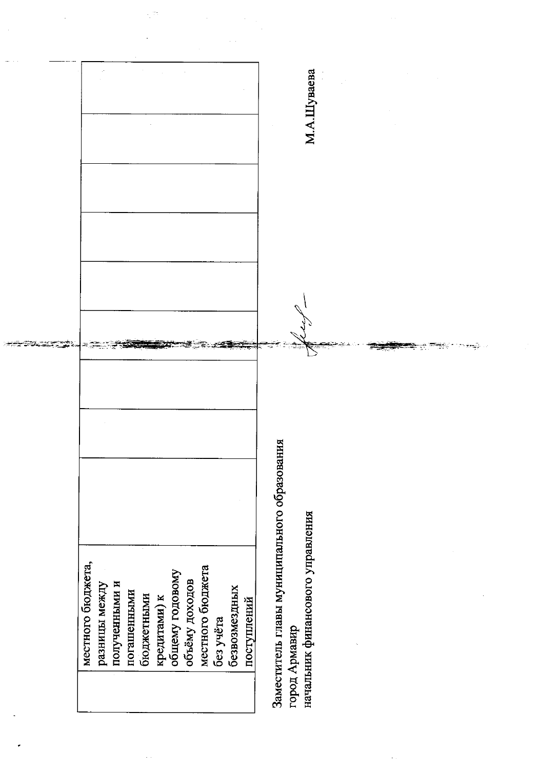| | местного бюджета, разницы между полученными и погашенными бюджетными кредитами) к общему годовому объёму доходов местного бюджета без учёта безвозмездных поступлений | | | | | | | | |
|---|---|---|---|---|---|---|---|---|---|

Заместитель главы муниципального образования
город Армавир
начальник финансового управления М.А.Шуваева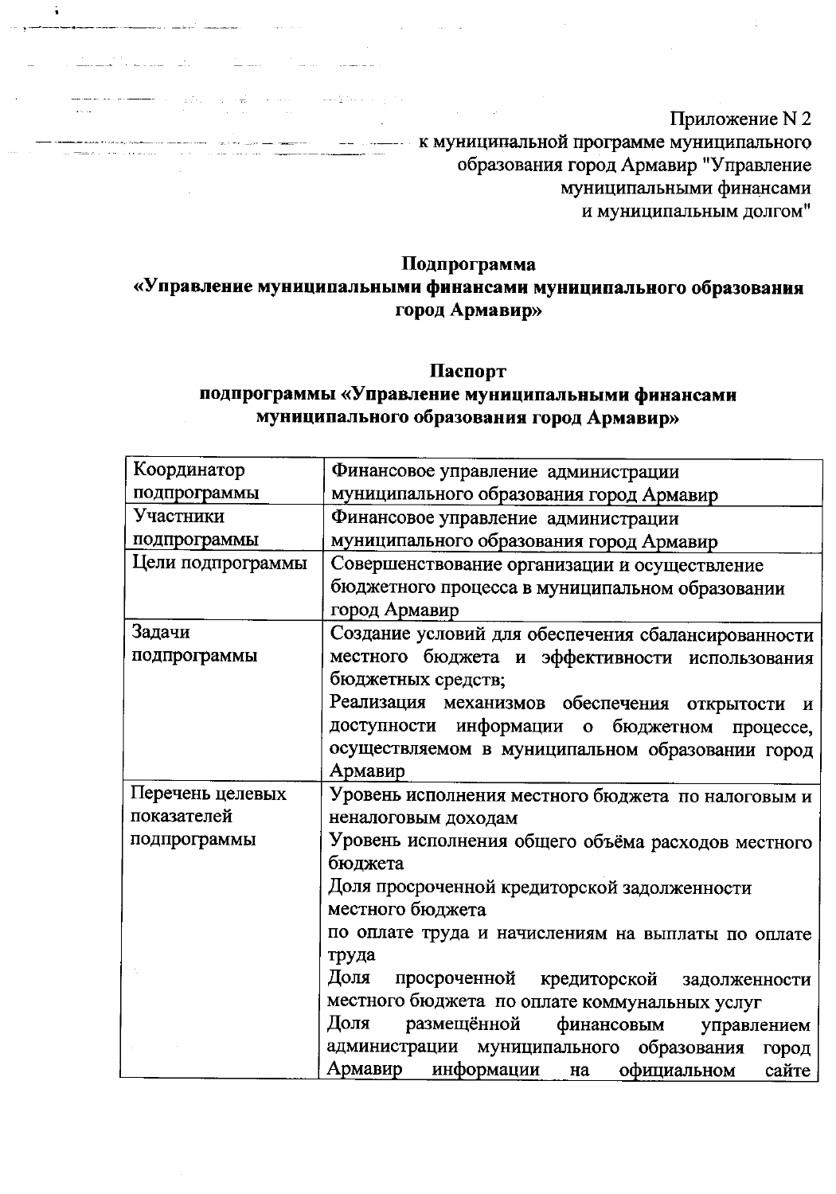Приложение N 2
к муниципальной программе муниципального
образования город Армавир "Управление
муниципальными финансами
и муниципальным долгом"

## Подпрограмма
## «Управление муниципальными финансами муниципального образования город Армавир»

### Паспорт
### подпрограммы «Управление муниципальными финансами муниципального образования город Армавир»

| | |
|---|---|
| Координатор подпрограммы | Финансовое управление администрации муниципального образования город Армавир |
| Участники подпрограммы | Финансовое управление администрации муниципального образования город Армавир |
| Цели подпрограммы | Совершенствование организации и осуществление бюджетного процесса в муниципальном образовании город Армавир |
| Задачи подпрограммы | Создание условий для обеспечения сбалансированности местного бюджета и эффективности использования бюджетных средств;<br>Реализация механизмов обеспечения открытости и доступности информации о бюджетном процессе, осуществляемом в муниципальном образовании город Армавир |
| Перечень целевых показателей подпрограммы | Уровень исполнения местного бюджета по налоговым и неналоговым доходам<br>Уровень исполнения общего объёма расходов местного бюджета<br>Доля просроченной кредиторской задолженности местного бюджета<br>по оплате труда и начислениям на выплаты по оплате труда<br>Доля просроченной кредиторской задолженности местного бюджета по оплате коммунальных услуг<br>Доля размещённой финансовым управлением администрации муниципального образования город Армавир информации на официальном сайте |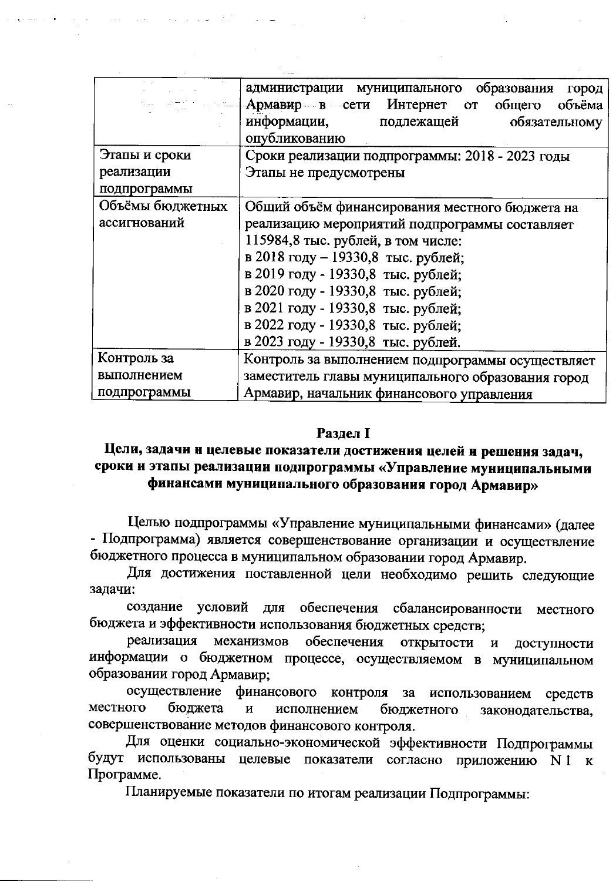| | |
|---|---|
| | администрации муниципального образования город Армавир в сети Интернет от общего объёма информации, подлежащей обязательному опубликованию |
| Этапы и сроки реализации подпрограммы | Сроки реализации подпрограммы: 2018 - 2023 годы<br>Этапы не предусмотрены |
| Объёмы бюджетных ассигнований | Общий объём финансирования местного бюджета на реализацию мероприятий подпрограммы составляет 115984,8 тыс. рублей, в том числе:<br>в 2018 году – 19330,8 тыс. рублей;<br>в 2019 году - 19330,8 тыс. рублей;<br>в 2020 году - 19330,8 тыс. рублей;<br>в 2021 году - 19330,8 тыс. рублей;<br>в 2022 году - 19330,8 тыс. рублей;<br>в 2023 году - 19330,8 тыс. рублей. |
| Контроль за выполнением подпрограммы | Контроль за выполнением подпрограммы осуществляет заместитель главы муниципального образования город Армавир, начальник финансового управления |

## Раздел I
## Цели, задачи и целевые показатели достижения целей и решения задач, сроки и этапы реализации подпрограммы «Управление муниципальными финансами муниципального образования город Армавир»

Целью подпрограммы «Управление муниципальными финансами» (далее - Подпрограмма) является совершенствование организации и осуществление бюджетного процесса в муниципальном образовании город Армавир.

Для достижения поставленной цели необходимо решить следующие задачи:

создание условий для обеспечения сбалансированности местного бюджета и эффективности использования бюджетных средств;

реализация механизмов обеспечения открытости и доступности информации о бюджетном процессе, осуществляемом в муниципальном образовании город Армавир;

осуществление финансового контроля за использованием средств местного бюджета и исполнением бюджетного законодательства, совершенствование методов финансового контроля.

Для оценки социально-экономической эффективности Подпрограммы будут использованы целевые показатели согласно приложению N 1 к Программе.

Планируемые показатели по итогам реализации Подпрограммы: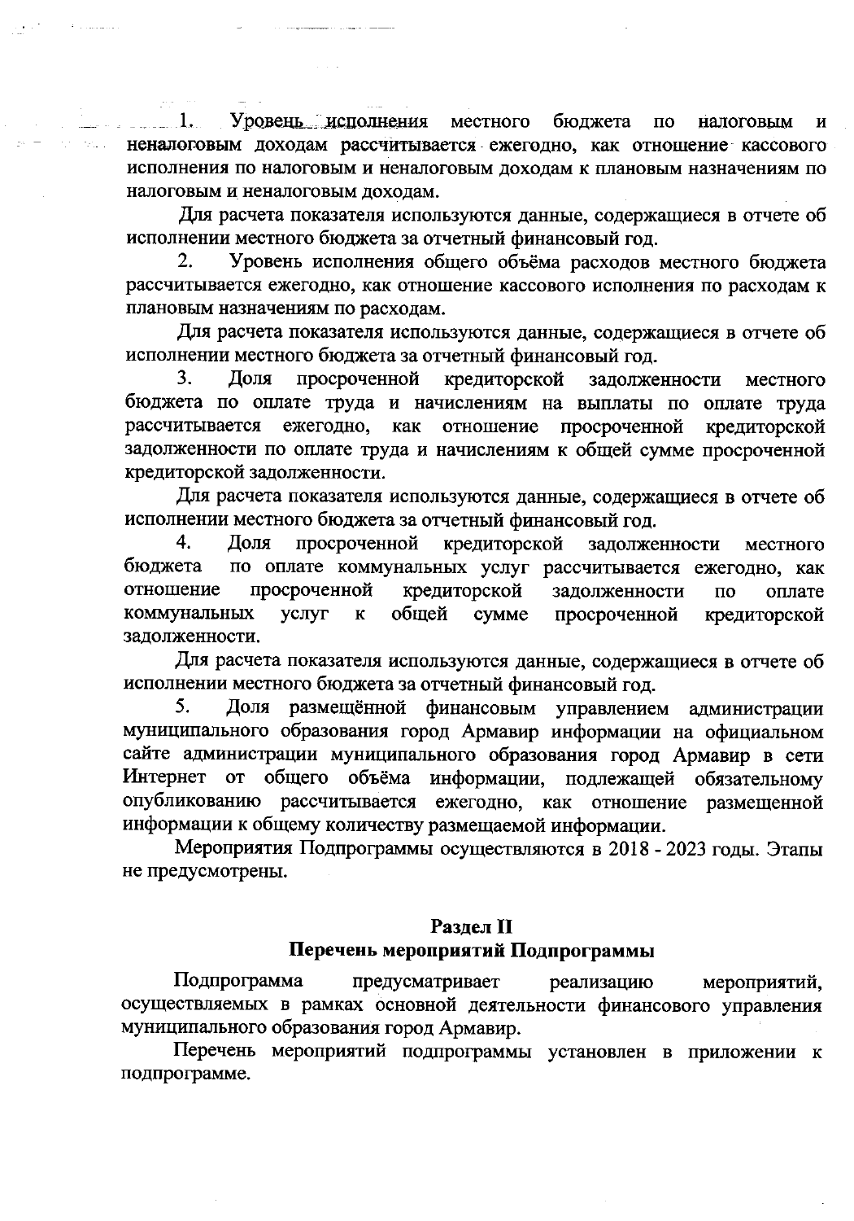1. Уровень исполнения местного бюджета по налоговым и неналоговым доходам рассчитывается ежегодно, как отношение кассового исполнения по налоговым и неналоговым доходам к плановым назначениям по налоговым и неналоговым доходам.

Для расчета показателя используются данные, содержащиеся в отчете об исполнении местного бюджета за отчетный финансовый год.

2. Уровень исполнения общего объёма расходов местного бюджета рассчитывается ежегодно, как отношение кассового исполнения по расходам к плановым назначениям по расходам.

Для расчета показателя используются данные, содержащиеся в отчете об исполнении местного бюджета за отчетный финансовый год.

3. Доля просроченной кредиторской задолженности местного бюджета по оплате труда и начислениям на выплаты по оплате труда рассчитывается ежегодно, как отношение просроченной кредиторской задолженности по оплате труда и начислениям к общей сумме просроченной кредиторской задолженности.

Для расчета показателя используются данные, содержащиеся в отчете об исполнении местного бюджета за отчетный финансовый год.

4. Доля просроченной кредиторской задолженности местного бюджета по оплате коммунальных услуг рассчитывается ежегодно, как отношение просроченной кредиторской задолженности по оплате коммунальных услуг к общей сумме просроченной кредиторской задолженности.

Для расчета показателя используются данные, содержащиеся в отчете об исполнении местного бюджета за отчетный финансовый год.

5. Доля размещённой финансовым управлением администрации муниципального образования город Армавир информации на официальном сайте администрации муниципального образования город Армавир в сети Интернет от общего объёма информации, подлежащей обязательному опубликованию рассчитывается ежегодно, как отношение размещенной информации к общему количеству размещаемой информации.

Мероприятия Подпрограммы осуществляются в 2018 - 2023 годы. Этапы не предусмотрены.

## Раздел II
## Перечень мероприятий Подпрограммы

Подпрограмма предусматривает реализацию мероприятий, осуществляемых в рамках основной деятельности финансового управления муниципального образования город Армавир.

Перечень мероприятий подпрограммы установлен в приложении к подпрограмме.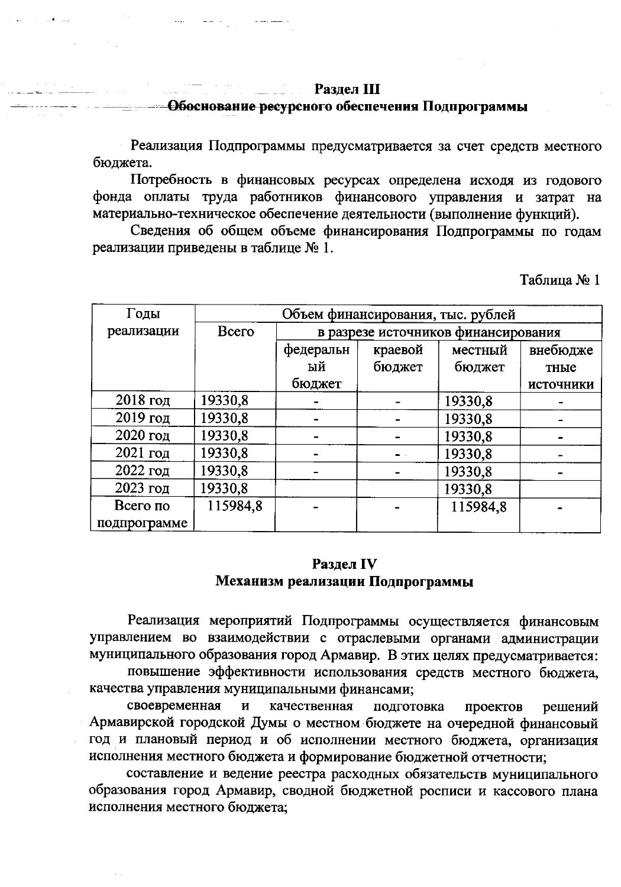## Раздел III
## Обоснование ресурсного обеспечения Подпрограммы

Реализация Подпрограммы предусматривается за счет средств местного бюджета.

Потребность в финансовых ресурсах определена исходя из годового фонда оплаты труда работников финансового управления и затрат на материально-техническое обеспечение деятельности (выполнение функций).

Сведения об общем объеме финансирования Подпрограммы по годам реализации приведены в таблице № 1.

Таблица № 1

| Годы реализации | Объем финансирования, тыс. рублей | | | | |
|---|---|---|---|---|---|
| | Всего | в разрезе источников финансирования | | | |
| | | федеральный бюджет | краевой бюджет | местный бюджет | внебюджетные источники |
| 2018 год | 19330,8 | - | - | 19330,8 | - |
| 2019 год | 19330,8 | - | - | 19330,8 | - |
| 2020 год | 19330,8 | - | - | 19330,8 | - |
| 2021 год | 19330,8 | - | - | 19330,8 | - |
| 2022 год | 19330,8 | - | - | 19330,8 | - |
| 2023 год | 19330,8 | | | 19330,8 | |
| Всего по подпрограмме | 115984,8 | - | - | 115984,8 | - |

## Раздел IV
## Механизм реализации Подпрограммы

Реализация мероприятий Подпрограммы осуществляется финансовым управлением во взаимодействии с отраслевыми органами администрации муниципального образования город Армавир. В этих целях предусматривается:

повышение эффективности использования средств местного бюджета, качества управления муниципальными финансами;

своевременная и качественная подготовка проектов решений Армавирской городской Думы о местном бюджете на очередной финансовый год и плановый период и об исполнении местного бюджета, организация исполнения местного бюджета и формирование бюджетной отчетности;

составление и ведение реестра расходных обязательств муниципального образования город Армавир, сводной бюджетной росписи и кассового плана исполнения местного бюджета;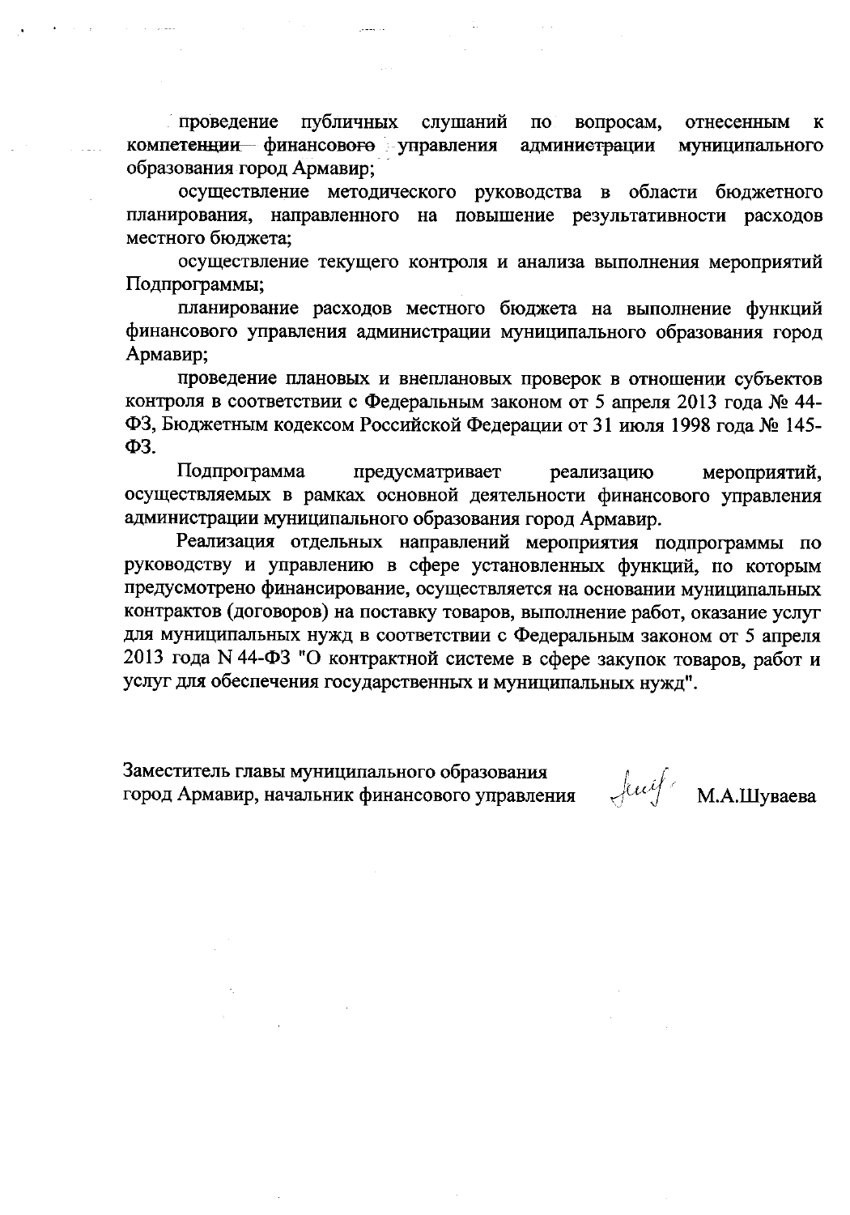проведение публичных слушаний по вопросам, отнесенным к компетенции финансового управления администрации муниципального образования город Армавир;

осуществление методического руководства в области бюджетного планирования, направленного на повышение результативности расходов местного бюджета;

осуществление текущего контроля и анализа выполнения мероприятий Подпрограммы;

планирование расходов местного бюджета на выполнение функций финансового управления администрации муниципального образования город Армавир;

проведение плановых и внеплановых проверок в отношении субъектов контроля в соответствии с Федеральным законом от 5 апреля 2013 года № 44-ФЗ, Бюджетным кодексом Российской Федерации от 31 июля 1998 года № 145-ФЗ.

Подпрограмма предусматривает реализацию мероприятий, осуществляемых в рамках основной деятельности финансового управления администрации муниципального образования город Армавир.

Реализация отдельных направлений мероприятия подпрограммы по руководству и управлению в сфере установленных функций, по которым предусмотрено финансирование, осуществляется на основании муниципальных контрактов (договоров) на поставку товаров, выполнение работ, оказание услуг для муниципальных нужд в соответствии с Федеральным законом от 5 апреля 2013 года N 44-ФЗ "О контрактной системе в сфере закупок товаров, работ и услуг для обеспечения государственных и муниципальных нужд".

Заместитель главы муниципального образования
город Армавир, начальник финансового управления М.А.Шуваева